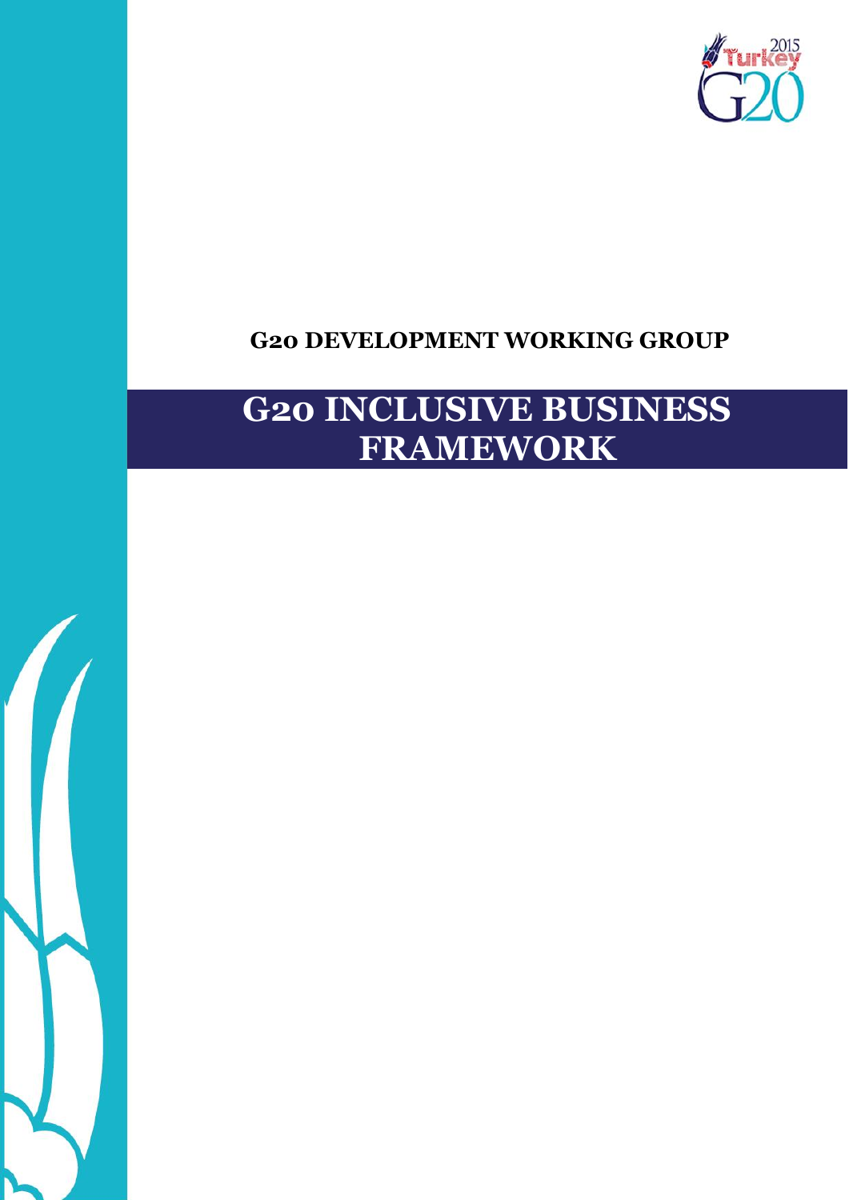**G20 DEVELOPMENT WORKING GROUP**

# G20 INCLUSIVE BUSINESS FRAMEWORK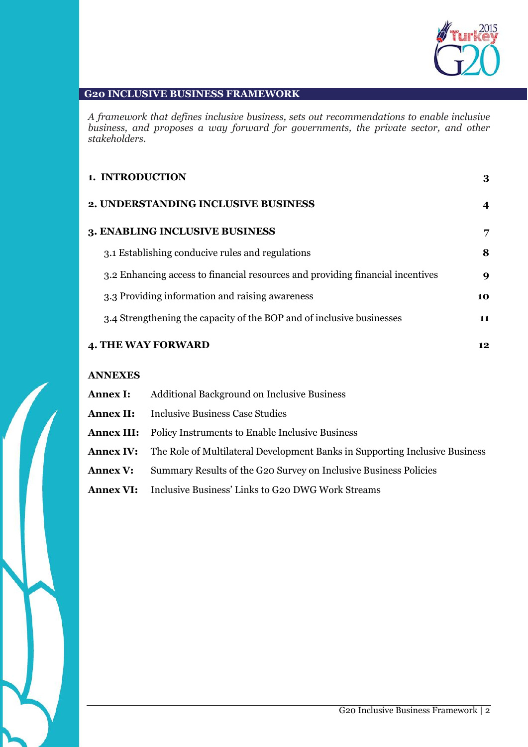## G20 INCLUSIVE BUSINESS FRAMEWORK

*A framework that defines inclusive business, sets out recommendations to enable inclusive business, and proposes a way forward for governments, the private sector, and other stakeholders.*

| | |
|---|---|
| **1. INTRODUCTION** | **3** |
| **2. UNDERSTANDING INCLUSIVE BUSINESS** | **4** |
| **3. ENABLING INCLUSIVE BUSINESS** | **7** |
| 3.1 Establishing conducive rules and regulations | **8** |
| 3.2 Enhancing access to financial resources and providing financial incentives | **9** |
| 3.3 Providing information and raising awareness | **10** |
| 3.4 Strengthening the capacity of the BOP and of inclusive businesses | **11** |
| **4. THE WAY FORWARD** | **12** |

**ANNEXES**

| | |
|---|---|
| **Annex I:** | Additional Background on Inclusive Business |
| **Annex II:** | Inclusive Business Case Studies |
| **Annex III:** | Policy Instruments to Enable Inclusive Business |
| **Annex IV:** | The Role of Multilateral Development Banks in Supporting Inclusive Business |
| **Annex V:** | Summary Results of the G20 Survey on Inclusive Business Policies |
| **Annex VI:** | Inclusive Business' Links to G20 DWG Work Streams |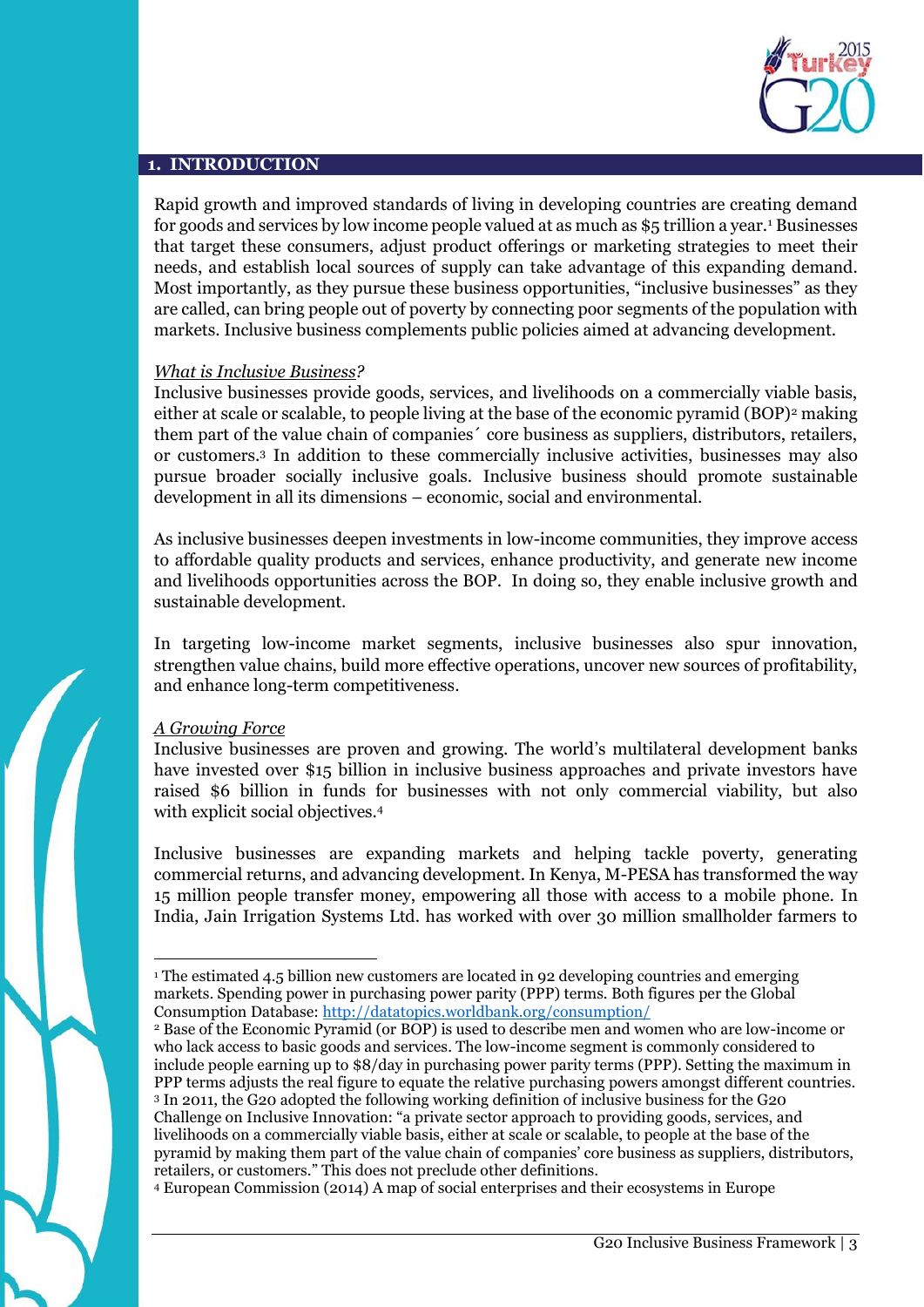## 1. INTRODUCTION

Rapid growth and improved standards of living in developing countries are creating demand for goods and services by low income people valued at as much as $5 trillion a year.[1] Businesses that target these consumers, adjust product offerings or marketing strategies to meet their needs, and establish local sources of supply can take advantage of this expanding demand. Most importantly, as they pursue these business opportunities, "inclusive businesses" as they are called, can bring people out of poverty by connecting poor segments of the population with markets. Inclusive business complements public policies aimed at advancing development.

*What is Inclusive Business?*

Inclusive businesses provide goods, services, and livelihoods on a commercially viable basis, either at scale or scalable, to people living at the base of the economic pyramid (BOP)[2] making them part of the value chain of companies´ core business as suppliers, distributors, retailers, or customers.[3] In addition to these commercially inclusive activities, businesses may also pursue broader socially inclusive goals. Inclusive business should promote sustainable development in all its dimensions – economic, social and environmental.

As inclusive businesses deepen investments in low-income communities, they improve access to affordable quality products and services, enhance productivity, and generate new income and livelihoods opportunities across the BOP. In doing so, they enable inclusive growth and sustainable development.

In targeting low-income market segments, inclusive businesses also spur innovation, strengthen value chains, build more effective operations, uncover new sources of profitability, and enhance long-term competitiveness.

*A Growing Force*

Inclusive businesses are proven and growing. The world's multilateral development banks have invested over $15 billion in inclusive business approaches and private investors have raised $6 billion in funds for businesses with not only commercial viability, but also with explicit social objectives.[4]

Inclusive businesses are expanding markets and helping tackle poverty, generating commercial returns, and advancing development. In Kenya, M-PESA has transformed the way 15 million people transfer money, empowering all those with access to a mobile phone. In India, Jain Irrigation Systems Ltd. has worked with over 30 million smallholder farmers to

---

[1] The estimated 4.5 billion new customers are located in 92 developing countries and emerging markets. Spending power in purchasing power parity (PPP) terms. Both figures per the Global Consumption Database: http://datatopics.worldbank.org/consumption/

[2] Base of the Economic Pyramid (or BOP) is used to describe men and women who are low-income or who lack access to basic goods and services. The low-income segment is commonly considered to include people earning up to $8/day in purchasing power parity terms (PPP). Setting the maximum in PPP terms adjusts the real figure to equate the relative purchasing powers amongst different countries.

[3] In 2011, the G20 adopted the following working definition of inclusive business for the G20 Challenge on Inclusive Innovation: "a private sector approach to providing goods, services, and livelihoods on a commercially viable basis, either at scale or scalable, to people at the base of the pyramid by making them part of the value chain of companies' core business as suppliers, distributors, retailers, or customers." This does not preclude other definitions.

[4] European Commission (2014) A map of social enterprises and their ecosystems in Europe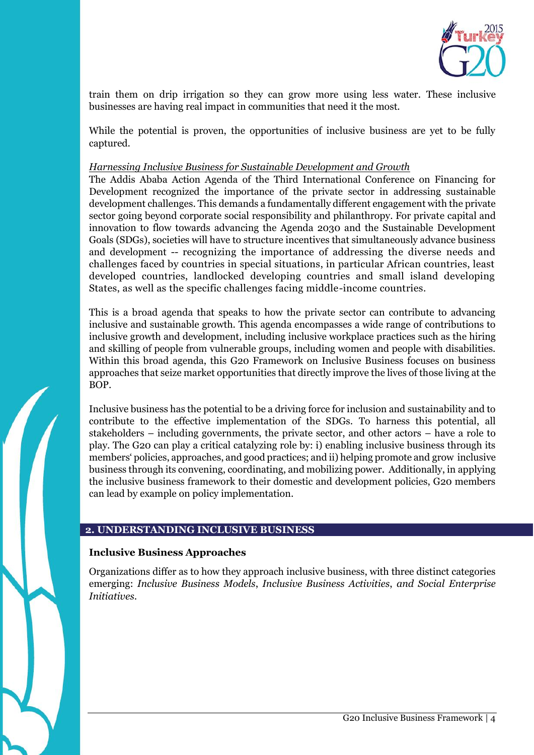train them on drip irrigation so they can grow more using less water. These inclusive businesses are having real impact in communities that need it the most.

While the potential is proven, the opportunities of inclusive business are yet to be fully captured.

*Harnessing Inclusive Business for Sustainable Development and Growth*

The Addis Ababa Action Agenda of the Third International Conference on Financing for Development recognized the importance of the private sector in addressing sustainable development challenges. This demands a fundamentally different engagement with the private sector going beyond corporate social responsibility and philanthropy. For private capital and innovation to flow towards advancing the Agenda 2030 and the Sustainable Development Goals (SDGs), societies will have to structure incentives that simultaneously advance business and development -- recognizing the importance of addressing the diverse needs and challenges faced by countries in special situations, in particular African countries, least developed countries, landlocked developing countries and small island developing States, as well as the specific challenges facing middle-income countries.

This is a broad agenda that speaks to how the private sector can contribute to advancing inclusive and sustainable growth. This agenda encompasses a wide range of contributions to inclusive growth and development, including inclusive workplace practices such as the hiring and skilling of people from vulnerable groups, including women and people with disabilities. Within this broad agenda, this G20 Framework on Inclusive Business focuses on business approaches that seize market opportunities that directly improve the lives of those living at the BOP.

Inclusive business has the potential to be a driving force for inclusion and sustainability and to contribute to the effective implementation of the SDGs. To harness this potential, all stakeholders – including governments, the private sector, and other actors – have a role to play. The G20 can play a critical catalyzing role by: i) enabling inclusive business through its members' policies, approaches, and good practices; and ii) helping promote and grow inclusive business through its convening, coordinating, and mobilizing power. Additionally, in applying the inclusive business framework to their domestic and development policies, G20 members can lead by example on policy implementation.

## 2. UNDERSTANDING INCLUSIVE BUSINESS

### Inclusive Business Approaches

Organizations differ as to how they approach inclusive business, with three distinct categories emerging: *Inclusive Business Models*, *Inclusive Business Activities*, *and Social Enterprise Initiatives*.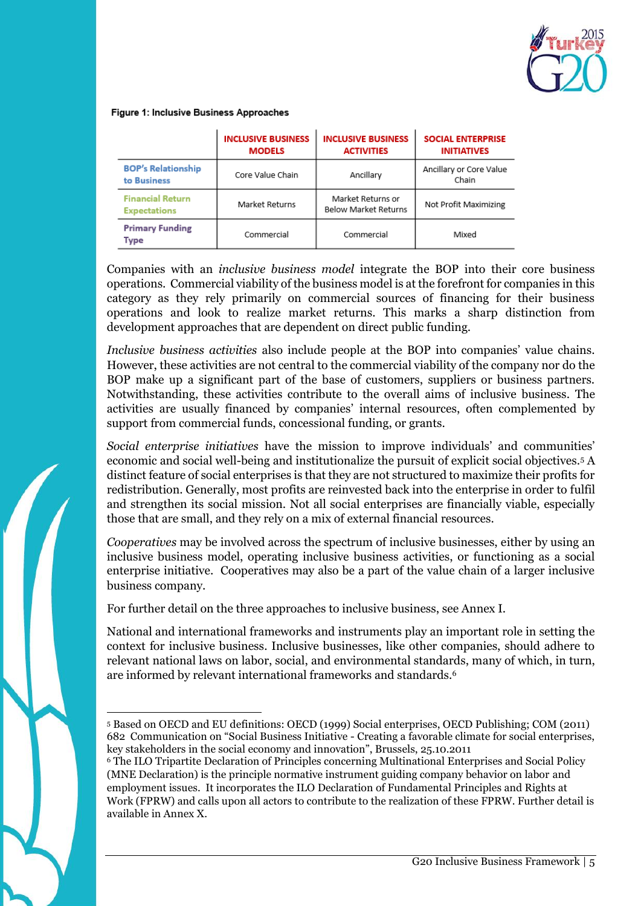**Figure 1: Inclusive Business Approaches**

| | INCLUSIVE BUSINESS MODELS | INCLUSIVE BUSINESS ACTIVITIES | SOCIAL ENTERPRISE INITIATIVES |
|---|---|---|---|
| BOP's Relationship to Business | Core Value Chain | Ancillary | Ancillary or Core Value Chain |
| Financial Return Expectations | Market Returns | Market Returns or Below Market Returns | Not Profit Maximizing |
| Primary Funding Type | Commercial | Commercial | Mixed |

Companies with an *inclusive business model* integrate the BOP into their core business operations. Commercial viability of the business model is at the forefront for companies in this category as they rely primarily on commercial sources of financing for their business operations and look to realize market returns. This marks a sharp distinction from development approaches that are dependent on direct public funding.

*Inclusive business activities* also include people at the BOP into companies' value chains. However, these activities are not central to the commercial viability of the company nor do the BOP make up a significant part of the base of customers, suppliers or business partners. Notwithstanding, these activities contribute to the overall aims of inclusive business. The activities are usually financed by companies' internal resources, often complemented by support from commercial funds, concessional funding, or grants.

*Social enterprise initiatives* have the mission to improve individuals' and communities' economic and social well-being and institutionalize the pursuit of explicit social objectives.[5] A distinct feature of social enterprises is that they are not structured to maximize their profits for redistribution. Generally, most profits are reinvested back into the enterprise in order to fulfil and strengthen its social mission. Not all social enterprises are financially viable, especially those that are small, and they rely on a mix of external financial resources.

*Cooperatives* may be involved across the spectrum of inclusive businesses, either by using an inclusive business model, operating inclusive business activities, or functioning as a social enterprise initiative. Cooperatives may also be a part of the value chain of a larger inclusive business company.

For further detail on the three approaches to inclusive business, see Annex I.

National and international frameworks and instruments play an important role in setting the context for inclusive business. Inclusive businesses, like other companies, should adhere to relevant national laws on labor, social, and environmental standards, many of which, in turn, are informed by relevant international frameworks and standards.[6]

---

[5] Based on OECD and EU definitions: OECD (1999) Social enterprises, OECD Publishing; COM (2011) 682 Communication on "Social Business Initiative - Creating a favorable climate for social enterprises, key stakeholders in the social economy and innovation", Brussels, 25.10.2011

[6] The ILO Tripartite Declaration of Principles concerning Multinational Enterprises and Social Policy (MNE Declaration) is the principle normative instrument guiding company behavior on labor and employment issues. It incorporates the ILO Declaration of Fundamental Principles and Rights at Work (FPRW) and calls upon all actors to contribute to the realization of these FPRW. Further detail is available in Annex X.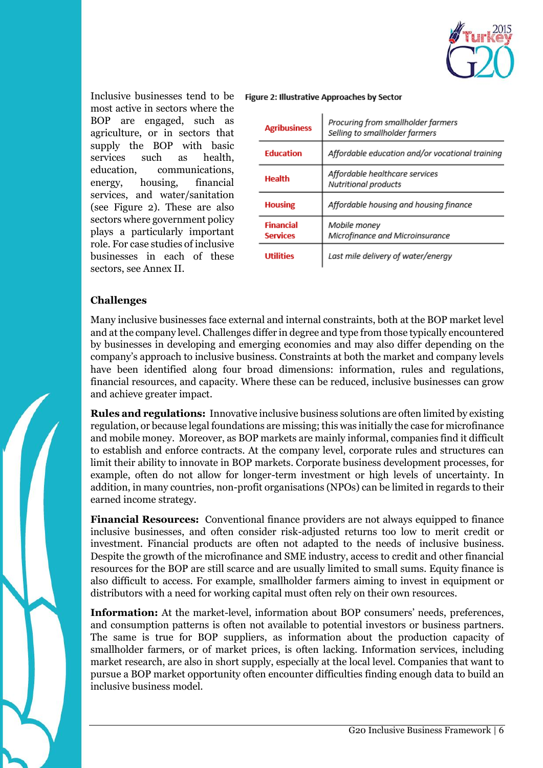Inclusive businesses tend to be most active in sectors where the BOP are engaged, such as agriculture, or in sectors that supply the BOP with basic services such as health, education, communications, energy, housing, financial services, and water/sanitation (see Figure 2). These are also sectors where government policy plays a particularly important role. For case studies of inclusive businesses in each of these sectors, see Annex II.

**Figure 2: Illustrative Approaches by Sector**

| | |
|---|---|
| **Agribusiness** | *Procuring from smallholder farmers*<br>*Selling to smallholder farmers* |
| **Education** | *Affordable education and/or vocational training* |
| **Health** | *Affordable healthcare services*<br>*Nutritional products* |
| **Housing** | *Affordable housing and housing finance* |
| **Financial Services** | *Mobile money*<br>*Microfinance and Microinsurance* |
| **Utilities** | *Last mile delivery of water/energy* |

## Challenges

Many inclusive businesses face external and internal constraints, both at the BOP market level and at the company level. Challenges differ in degree and type from those typically encountered by businesses in developing and emerging economies and may also differ depending on the company's approach to inclusive business. Constraints at both the market and company levels have been identified along four broad dimensions: information, rules and regulations, financial resources, and capacity. Where these can be reduced, inclusive businesses can grow and achieve greater impact.

**Rules and regulations:** Innovative inclusive business solutions are often limited by existing regulation, or because legal foundations are missing; this was initially the case for microfinance and mobile money. Moreover, as BOP markets are mainly informal, companies find it difficult to establish and enforce contracts. At the company level, corporate rules and structures can limit their ability to innovate in BOP markets. Corporate business development processes, for example, often do not allow for longer-term investment or high levels of uncertainty. In addition, in many countries, non-profit organisations (NPOs) can be limited in regards to their earned income strategy.

**Financial Resources:** Conventional finance providers are not always equipped to finance inclusive businesses, and often consider risk-adjusted returns too low to merit credit or investment. Financial products are often not adapted to the needs of inclusive business. Despite the growth of the microfinance and SME industry, access to credit and other financial resources for the BOP are still scarce and are usually limited to small sums. Equity finance is also difficult to access. For example, smallholder farmers aiming to invest in equipment or distributors with a need for working capital must often rely on their own resources.

**Information:** At the market-level, information about BOP consumers' needs, preferences, and consumption patterns is often not available to potential investors or business partners. The same is true for BOP suppliers, as information about the production capacity of smallholder farmers, or of market prices, is often lacking. Information services, including market research, are also in short supply, especially at the local level. Companies that want to pursue a BOP market opportunity often encounter difficulties finding enough data to build an inclusive business model.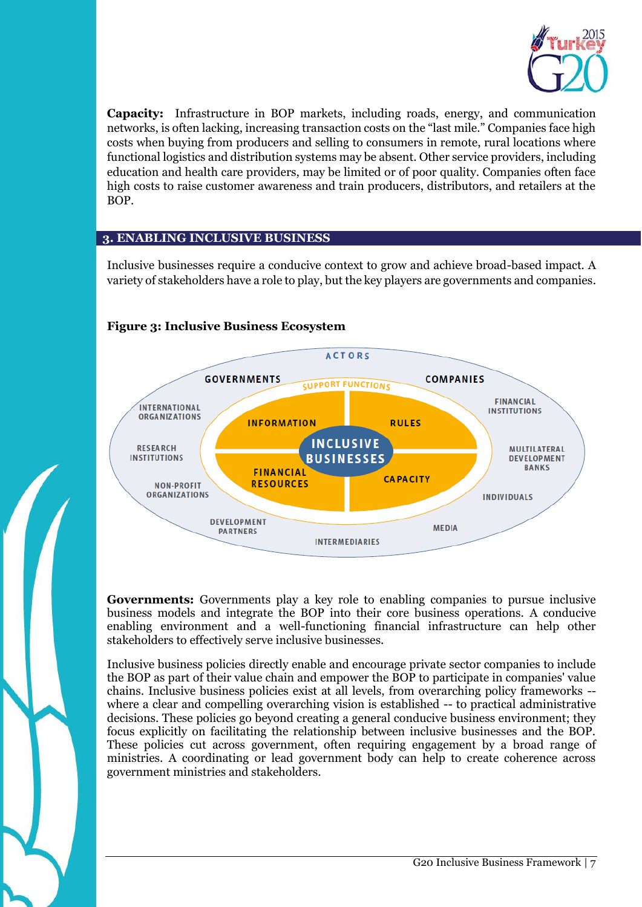**Capacity:** Infrastructure in BOP markets, including roads, energy, and communication networks, is often lacking, increasing transaction costs on the "last mile." Companies face high costs when buying from producers and selling to consumers in remote, rural locations where functional logistics and distribution systems may be absent. Other service providers, including education and health care providers, may be limited or of poor quality. Companies often face high costs to raise customer awareness and train producers, distributors, and retailers at the BOP.

## 3. ENABLING INCLUSIVE BUSINESS

Inclusive businesses require a conducive context to grow and achieve broad-based impact. A variety of stakeholders have a role to play, but the key players are governments and companies.

**Figure 3: Inclusive Business Ecosystem**

ACTORS

GOVERNMENTS · COMPANIES · INTERNATIONAL ORGANIZATIONS · FINANCIAL INSTITUTIONS · RESEARCH INSTITUTIONS · MULTILATERAL DEVELOPMENT BANKS · NON-PROFIT ORGANIZATIONS · INDIVIDUALS · DEVELOPMENT PARTNERS · MEDIA · INTERMEDIARIES

SUPPORT FUNCTIONS

INFORMATION · RULES · FINANCIAL RESOURCES · CAPACITY

INCLUSIVE BUSINESSES

**Governments:** Governments play a key role to enabling companies to pursue inclusive business models and integrate the BOP into their core business operations. A conducive enabling environment and a well-functioning financial infrastructure can help other stakeholders to effectively serve inclusive businesses.

Inclusive business policies directly enable and encourage private sector companies to include the BOP as part of their value chain and empower the BOP to participate in companies' value chains. Inclusive business policies exist at all levels, from overarching policy frameworks -- where a clear and compelling overarching vision is established -- to practical administrative decisions. These policies go beyond creating a general conducive business environment; they focus explicitly on facilitating the relationship between inclusive businesses and the BOP. These policies cut across government, often requiring engagement by a broad range of ministries. A coordinating or lead government body can help to create coherence across government ministries and stakeholders.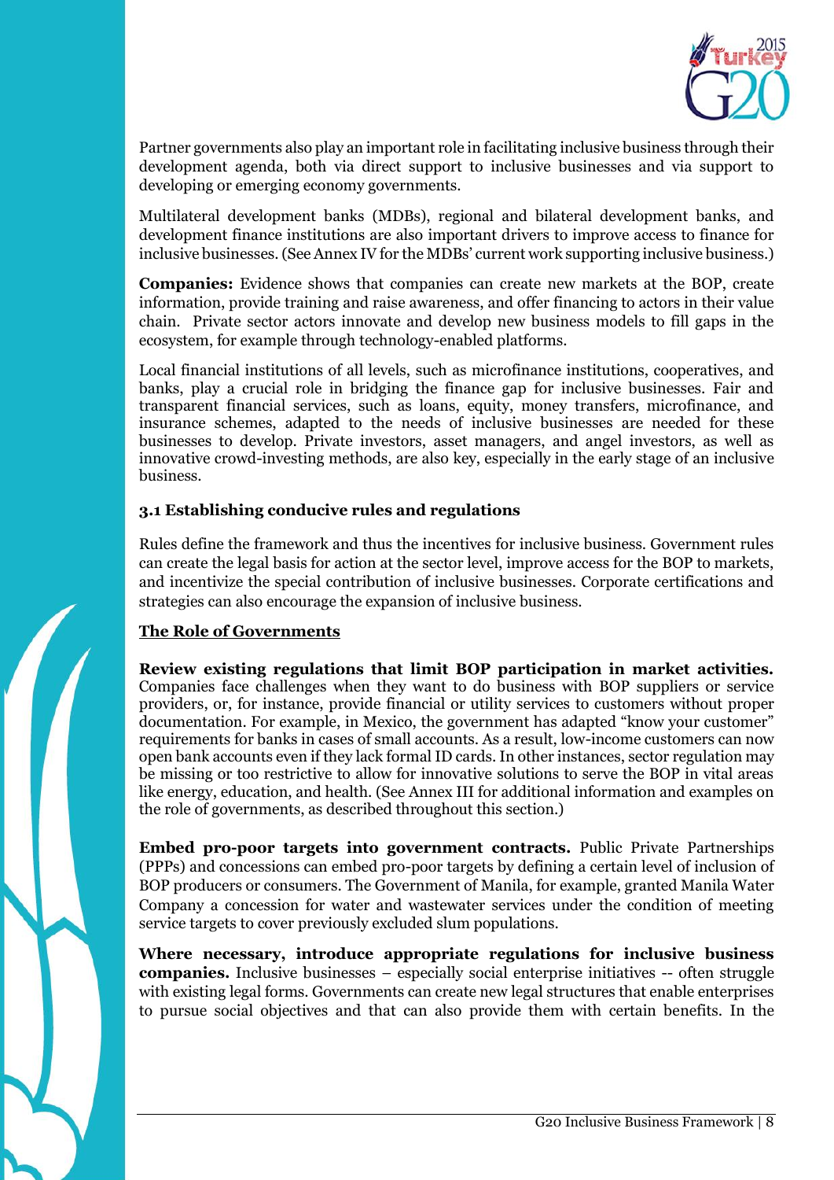Partner governments also play an important role in facilitating inclusive business through their development agenda, both via direct support to inclusive businesses and via support to developing or emerging economy governments.

Multilateral development banks (MDBs), regional and bilateral development banks, and development finance institutions are also important drivers to improve access to finance for inclusive businesses. (See Annex IV for the MDBs' current work supporting inclusive business.)

**Companies:** Evidence shows that companies can create new markets at the BOP, create information, provide training and raise awareness, and offer financing to actors in their value chain. Private sector actors innovate and develop new business models to fill gaps in the ecosystem, for example through technology-enabled platforms.

Local financial institutions of all levels, such as microfinance institutions, cooperatives, and banks, play a crucial role in bridging the finance gap for inclusive businesses. Fair and transparent financial services, such as loans, equity, money transfers, microfinance, and insurance schemes, adapted to the needs of inclusive businesses are needed for these businesses to develop. Private investors, asset managers, and angel investors, as well as innovative crowd-investing methods, are also key, especially in the early stage of an inclusive business.

### 3.1 Establishing conducive rules and regulations

Rules define the framework and thus the incentives for inclusive business. Government rules can create the legal basis for action at the sector level, improve access for the BOP to markets, and incentivize the special contribution of inclusive businesses. Corporate certifications and strategies can also encourage the expansion of inclusive business.

#### The Role of Governments

**Review existing regulations that limit BOP participation in market activities.** Companies face challenges when they want to do business with BOP suppliers or service providers, or, for instance, provide financial or utility services to customers without proper documentation. For example, in Mexico, the government has adapted "know your customer" requirements for banks in cases of small accounts. As a result, low-income customers can now open bank accounts even if they lack formal ID cards. In other instances, sector regulation may be missing or too restrictive to allow for innovative solutions to serve the BOP in vital areas like energy, education, and health. (See Annex III for additional information and examples on the role of governments, as described throughout this section.)

**Embed pro-poor targets into government contracts.** Public Private Partnerships (PPPs) and concessions can embed pro-poor targets by defining a certain level of inclusion of BOP producers or consumers. The Government of Manila, for example, granted Manila Water Company a concession for water and wastewater services under the condition of meeting service targets to cover previously excluded slum populations.

**Where necessary, introduce appropriate regulations for inclusive business companies.** Inclusive businesses – especially social enterprise initiatives -- often struggle with existing legal forms. Governments can create new legal structures that enable enterprises to pursue social objectives and that can also provide them with certain benefits. In the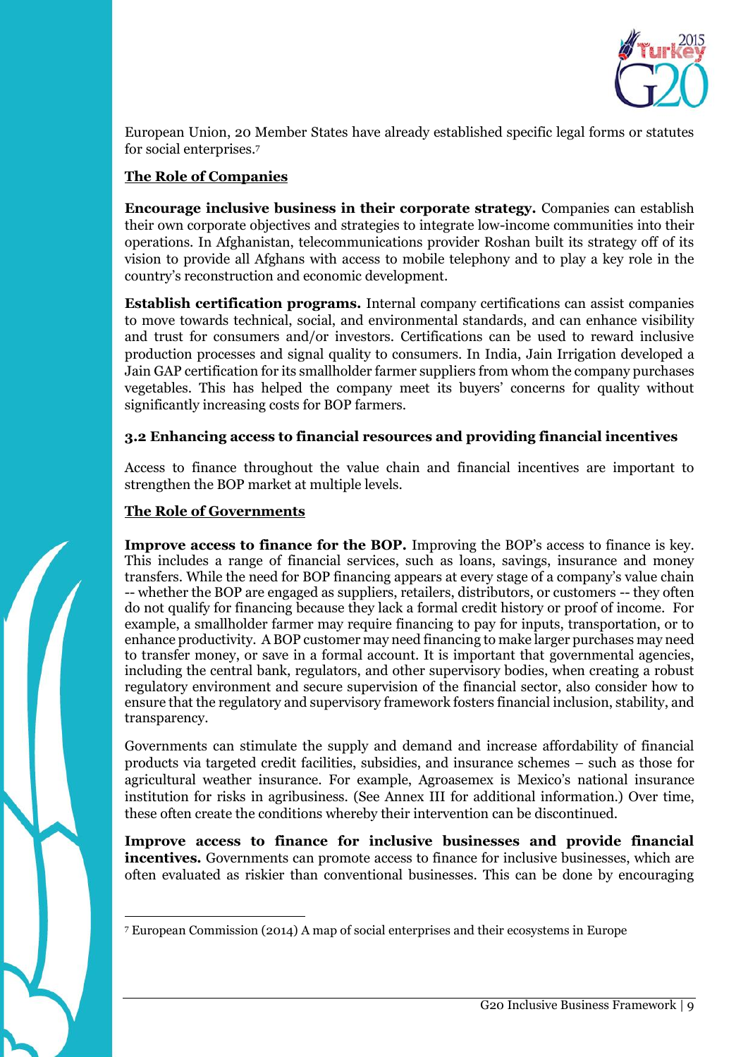European Union, 20 Member States have already established specific legal forms or statutes for social enterprises.[7]

**The Role of Companies**

**Encourage inclusive business in their corporate strategy.** Companies can establish their own corporate objectives and strategies to integrate low-income communities into their operations. In Afghanistan, telecommunications provider Roshan built its strategy off of its vision to provide all Afghans with access to mobile telephony and to play a key role in the country's reconstruction and economic development.

**Establish certification programs.** Internal company certifications can assist companies to move towards technical, social, and environmental standards, and can enhance visibility and trust for consumers and/or investors. Certifications can be used to reward inclusive production processes and signal quality to consumers. In India, Jain Irrigation developed a Jain GAP certification for its smallholder farmer suppliers from whom the company purchases vegetables. This has helped the company meet its buyers' concerns for quality without significantly increasing costs for BOP farmers.

### 3.2 Enhancing access to financial resources and providing financial incentives

Access to finance throughout the value chain and financial incentives are important to strengthen the BOP market at multiple levels.

**The Role of Governments**

**Improve access to finance for the BOP.** Improving the BOP's access to finance is key. This includes a range of financial services, such as loans, savings, insurance and money transfers. While the need for BOP financing appears at every stage of a company's value chain -- whether the BOP are engaged as suppliers, retailers, distributors, or customers -- they often do not qualify for financing because they lack a formal credit history or proof of income. For example, a smallholder farmer may require financing to pay for inputs, transportation, or to enhance productivity. A BOP customer may need financing to make larger purchases may need to transfer money, or save in a formal account. It is important that governmental agencies, including the central bank, regulators, and other supervisory bodies, when creating a robust regulatory environment and secure supervision of the financial sector, also consider how to ensure that the regulatory and supervisory framework fosters financial inclusion, stability, and transparency.

Governments can stimulate the supply and demand and increase affordability of financial products via targeted credit facilities, subsidies, and insurance schemes – such as those for agricultural weather insurance. For example, Agroasemex is Mexico's national insurance institution for risks in agribusiness. (See Annex III for additional information.) Over time, these often create the conditions whereby their intervention can be discontinued.

**Improve access to finance for inclusive businesses and provide financial incentives.** Governments can promote access to finance for inclusive businesses, which are often evaluated as riskier than conventional businesses. This can be done by encouraging

[7] European Commission (2014) A map of social enterprises and their ecosystems in Europe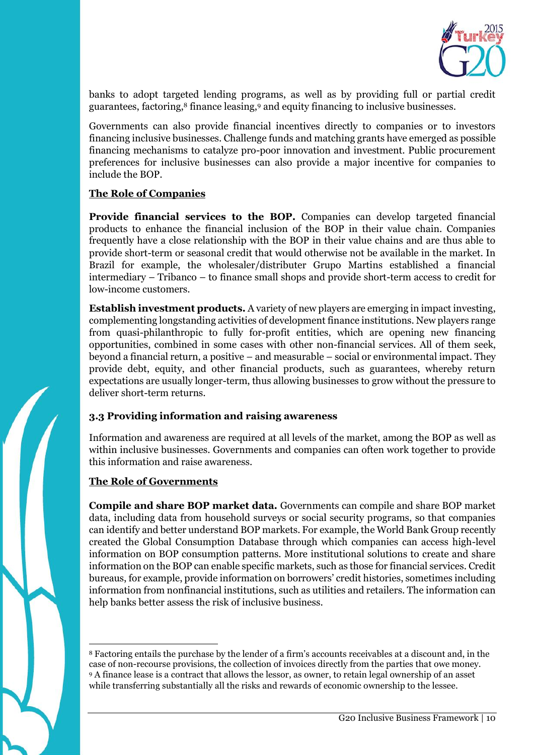banks to adopt targeted lending programs, as well as by providing full or partial credit guarantees, factoring,[8] finance leasing,[9] and equity financing to inclusive businesses.

Governments can also provide financial incentives directly to companies or to investors financing inclusive businesses. Challenge funds and matching grants have emerged as possible financing mechanisms to catalyze pro-poor innovation and investment. Public procurement preferences for inclusive businesses can also provide a major incentive for companies to include the BOP.

**The Role of Companies**

**Provide financial services to the BOP.** Companies can develop targeted financial products to enhance the financial inclusion of the BOP in their value chain. Companies frequently have a close relationship with the BOP in their value chains and are thus able to provide short-term or seasonal credit that would otherwise not be available in the market. In Brazil for example, the wholesaler/distributer Grupo Martins established a financial intermediary – Tribanco – to finance small shops and provide short-term access to credit for low-income customers.

**Establish investment products.** A variety of new players are emerging in impact investing, complementing longstanding activities of development finance institutions. New players range from quasi-philanthropic to fully for-profit entities, which are opening new financing opportunities, combined in some cases with other non-financial services. All of them seek, beyond a financial return, a positive – and measurable – social or environmental impact. They provide debt, equity, and other financial products, such as guarantees, whereby return expectations are usually longer-term, thus allowing businesses to grow without the pressure to deliver short-term returns.

### 3.3 Providing information and raising awareness

Information and awareness are required at all levels of the market, among the BOP as well as within inclusive businesses. Governments and companies can often work together to provide this information and raise awareness.

**The Role of Governments**

**Compile and share BOP market data.** Governments can compile and share BOP market data, including data from household surveys or social security programs, so that companies can identify and better understand BOP markets. For example, the World Bank Group recently created the Global Consumption Database through which companies can access high-level information on BOP consumption patterns. More institutional solutions to create and share information on the BOP can enable specific markets, such as those for financial services. Credit bureaus, for example, provide information on borrowers' credit histories, sometimes including information from nonfinancial institutions, such as utilities and retailers. The information can help banks better assess the risk of inclusive business.

---

[8] Factoring entails the purchase by the lender of a firm's accounts receivables at a discount and, in the case of non-recourse provisions, the collection of invoices directly from the parties that owe money.

[9] A finance lease is a contract that allows the lessor, as owner, to retain legal ownership of an asset while transferring substantially all the risks and rewards of economic ownership to the lessee.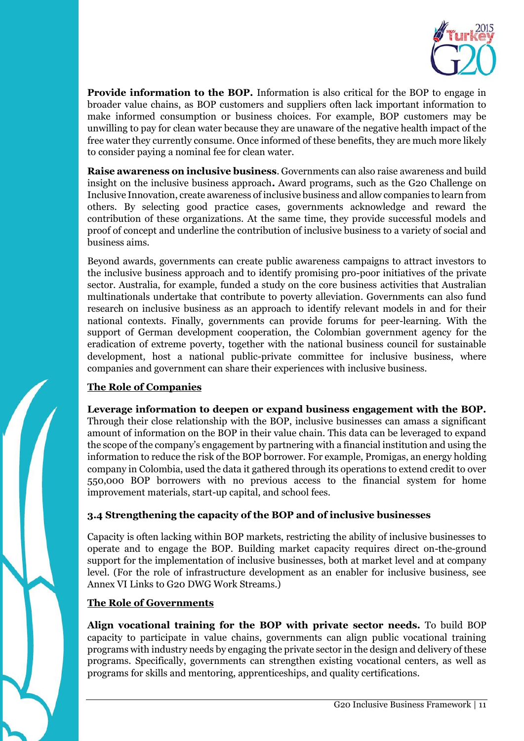**Provide information to the BOP.** Information is also critical for the BOP to engage in broader value chains, as BOP customers and suppliers often lack important information to make informed consumption or business choices. For example, BOP customers may be unwilling to pay for clean water because they are unaware of the negative health impact of the free water they currently consume. Once informed of these benefits, they are much more likely to consider paying a nominal fee for clean water.

**Raise awareness on inclusive business**. Governments can also raise awareness and build insight on the inclusive business approach**.** Award programs, such as the G20 Challenge on Inclusive Innovation, create awareness of inclusive business and allow companies to learn from others. By selecting good practice cases, governments acknowledge and reward the contribution of these organizations. At the same time, they provide successful models and proof of concept and underline the contribution of inclusive business to a variety of social and business aims.

Beyond awards, governments can create public awareness campaigns to attract investors to the inclusive business approach and to identify promising pro-poor initiatives of the private sector. Australia, for example, funded a study on the core business activities that Australian multinationals undertake that contribute to poverty alleviation. Governments can also fund research on inclusive business as an approach to identify relevant models in and for their national contexts. Finally, governments can provide forums for peer-learning. With the support of German development cooperation, the Colombian government agency for the eradication of extreme poverty, together with the national business council for sustainable development, host a national public-private committee for inclusive business, where companies and government can share their experiences with inclusive business.

**<u>The Role of Companies</u>**

**Leverage information to deepen or expand business engagement with the BOP.** Through their close relationship with the BOP, inclusive businesses can amass a significant amount of information on the BOP in their value chain. This data can be leveraged to expand the scope of the company's engagement by partnering with a financial institution and using the information to reduce the risk of the BOP borrower. For example, Promigas, an energy holding company in Colombia, used the data it gathered through its operations to extend credit to over 550,000 BOP borrowers with no previous access to the financial system for home improvement materials, start-up capital, and school fees.

### 3.4 Strengthening the capacity of the BOP and of inclusive businesses

Capacity is often lacking within BOP markets, restricting the ability of inclusive businesses to operate and to engage the BOP. Building market capacity requires direct on-the-ground support for the implementation of inclusive businesses, both at market level and at company level. (For the role of infrastructure development as an enabler for inclusive business, see Annex VI Links to G20 DWG Work Streams.)

**<u>The Role of Governments</u>**

**Align vocational training for the BOP with private sector needs.** To build BOP capacity to participate in value chains, governments can align public vocational training programs with industry needs by engaging the private sector in the design and delivery of these programs. Specifically, governments can strengthen existing vocational centers, as well as programs for skills and mentoring, apprenticeships, and quality certifications.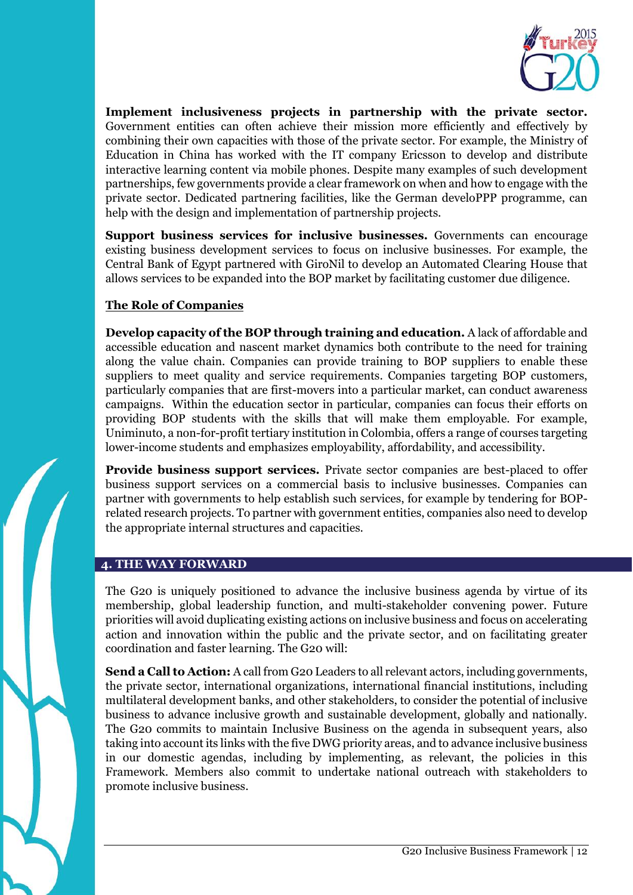**Implement inclusiveness projects in partnership with the private sector.** Government entities can often achieve their mission more efficiently and effectively by combining their own capacities with those of the private sector. For example, the Ministry of Education in China has worked with the IT company Ericsson to develop and distribute interactive learning content via mobile phones. Despite many examples of such development partnerships, few governments provide a clear framework on when and how to engage with the private sector. Dedicated partnering facilities, like the German develoPPP programme, can help with the design and implementation of partnership projects.

**Support business services for inclusive businesses.** Governments can encourage existing business development services to focus on inclusive businesses. For example, the Central Bank of Egypt partnered with GiroNil to develop an Automated Clearing House that allows services to be expanded into the BOP market by facilitating customer due diligence.

**<u>The Role of Companies</u>**

**Develop capacity of the BOP through training and education.** A lack of affordable and accessible education and nascent market dynamics both contribute to the need for training along the value chain. Companies can provide training to BOP suppliers to enable these suppliers to meet quality and service requirements. Companies targeting BOP customers, particularly companies that are first-movers into a particular market, can conduct awareness campaigns. Within the education sector in particular, companies can focus their efforts on providing BOP students with the skills that will make them employable. For example, Uniminuto, a non-for-profit tertiary institution in Colombia, offers a range of courses targeting lower-income students and emphasizes employability, affordability, and accessibility.

**Provide business support services.** Private sector companies are best-placed to offer business support services on a commercial basis to inclusive businesses. Companies can partner with governments to help establish such services, for example by tendering for BOP-related research projects. To partner with government entities, companies also need to develop the appropriate internal structures and capacities.

## 4. THE WAY FORWARD

The G20 is uniquely positioned to advance the inclusive business agenda by virtue of its membership, global leadership function, and multi-stakeholder convening power. Future priorities will avoid duplicating existing actions on inclusive business and focus on accelerating action and innovation within the public and the private sector, and on facilitating greater coordination and faster learning. The G20 will:

**Send a Call to Action:** A call from G20 Leaders to all relevant actors, including governments, the private sector, international organizations, international financial institutions, including multilateral development banks, and other stakeholders, to consider the potential of inclusive business to advance inclusive growth and sustainable development, globally and nationally. The G20 commits to maintain Inclusive Business on the agenda in subsequent years, also taking into account its links with the five DWG priority areas, and to advance inclusive business in our domestic agendas, including by implementing, as relevant, the policies in this Framework. Members also commit to undertake national outreach with stakeholders to promote inclusive business.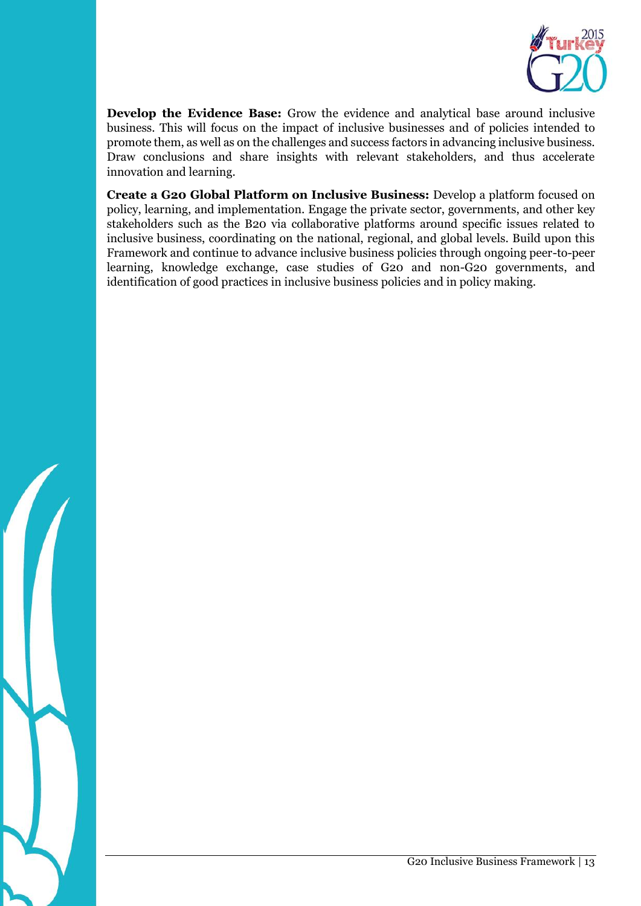**Develop the Evidence Base:** Grow the evidence and analytical base around inclusive business. This will focus on the impact of inclusive businesses and of policies intended to promote them, as well as on the challenges and success factors in advancing inclusive business. Draw conclusions and share insights with relevant stakeholders, and thus accelerate innovation and learning.

**Create a G20 Global Platform on Inclusive Business:** Develop a platform focused on policy, learning, and implementation. Engage the private sector, governments, and other key stakeholders such as the B20 via collaborative platforms around specific issues related to inclusive business, coordinating on the national, regional, and global levels. Build upon this Framework and continue to advance inclusive business policies through ongoing peer-to-peer learning, knowledge exchange, case studies of G20 and non-G20 governments, and identification of good practices in inclusive business policies and in policy making.